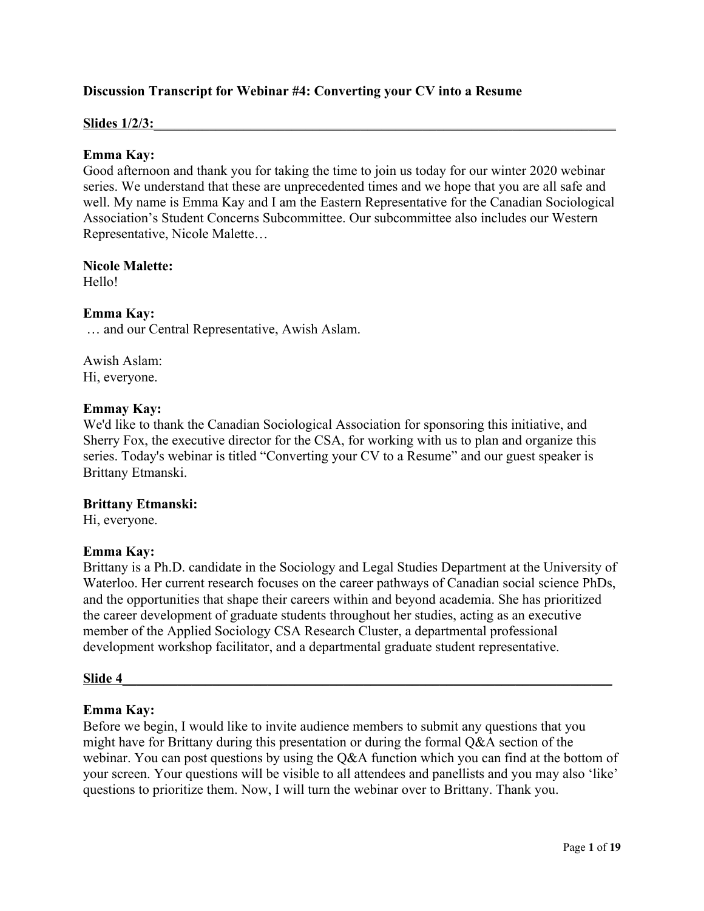**Discussion Transcript for Webinar #4: Converting your CV into a Resume**

**Slides 1/2/3:**

**Emma Kay:**
Good afternoon and thank you for taking the time to join us today for our winter 2020 webinar series. We understand that these are unprecedented times and we hope that you are all safe and well. My name is Emma Kay and I am the Eastern Representative for the Canadian Sociological Association's Student Concerns Subcommittee. Our subcommittee also includes our Western Representative, Nicole Malette…

**Nicole Malette:**
Hello!

**Emma Kay:**
… and our Central Representative, Awish Aslam.

Awish Aslam:
Hi, everyone.

**Emmay Kay:**
We'd like to thank the Canadian Sociological Association for sponsoring this initiative, and Sherry Fox, the executive director for the CSA, for working with us to plan and organize this series. Today's webinar is titled "Converting your CV to a Resume" and our guest speaker is Brittany Etmanski.

**Brittany Etmanski:**
Hi, everyone.

**Emma Kay:**
Brittany is a Ph.D. candidate in the Sociology and Legal Studies Department at the University of Waterloo. Her current research focuses on the career pathways of Canadian social science PhDs, and the opportunities that shape their careers within and beyond academia. She has prioritized the career development of graduate students throughout her studies, acting as an executive member of the Applied Sociology CSA Research Cluster, a departmental professional development workshop facilitator, and a departmental graduate student representative.

**Slide 4**

**Emma Kay:**
Before we begin, I would like to invite audience members to submit any questions that you might have for Brittany during this presentation or during the formal Q&A section of the webinar. You can post questions by using the Q&A function which you can find at the bottom of your screen. Your questions will be visible to all attendees and panellists and you may also 'like' questions to prioritize them. Now, I will turn the webinar over to Brittany. Thank you.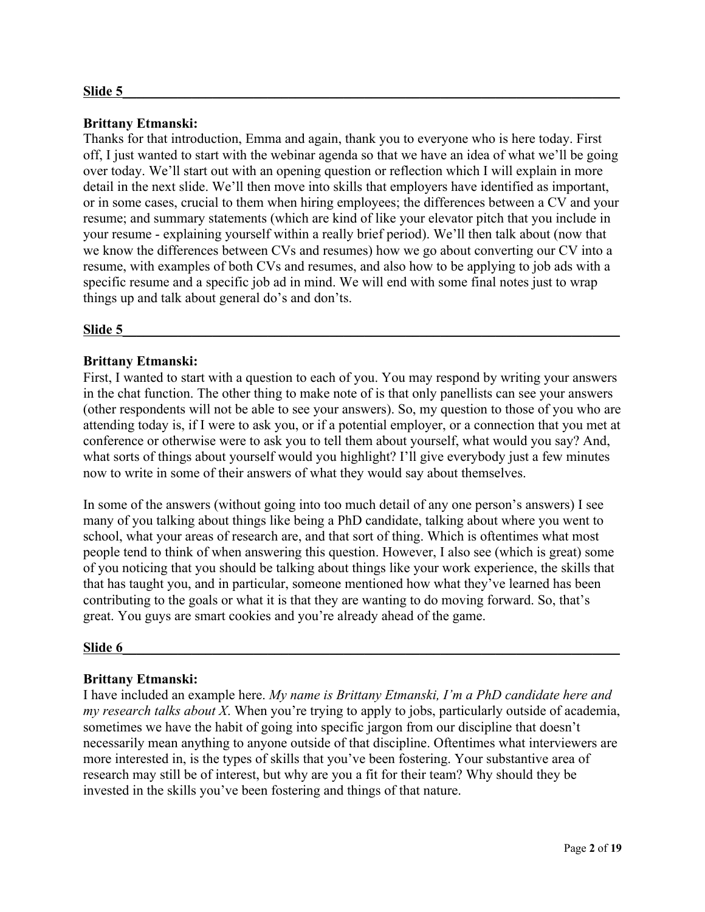**Slide 5**

**Brittany Etmanski:**
Thanks for that introduction, Emma and again, thank you to everyone who is here today. First off, I just wanted to start with the webinar agenda so that we have an idea of what we'll be going over today. We'll start out with an opening question or reflection which I will explain in more detail in the next slide. We'll then move into skills that employers have identified as important, or in some cases, crucial to them when hiring employees; the differences between a CV and your resume; and summary statements (which are kind of like your elevator pitch that you include in your resume - explaining yourself within a really brief period). We'll then talk about (now that we know the differences between CVs and resumes) how we go about converting our CV into a resume, with examples of both CVs and resumes, and also how to be applying to job ads with a specific resume and a specific job ad in mind. We will end with some final notes just to wrap things up and talk about general do's and don'ts.

**Slide 5**

**Brittany Etmanski:**
First, I wanted to start with a question to each of you. You may respond by writing your answers in the chat function. The other thing to make note of is that only panellists can see your answers (other respondents will not be able to see your answers). So, my question to those of you who are attending today is, if I were to ask you, or if a potential employer, or a connection that you met at conference or otherwise were to ask you to tell them about yourself, what would you say? And, what sorts of things about yourself would you highlight? I'll give everybody just a few minutes now to write in some of their answers of what they would say about themselves.

In some of the answers (without going into too much detail of any one person's answers) I see many of you talking about things like being a PhD candidate, talking about where you went to school, what your areas of research are, and that sort of thing. Which is oftentimes what most people tend to think of when answering this question. However, I also see (which is great) some of you noticing that you should be talking about things like your work experience, the skills that that has taught you, and in particular, someone mentioned how what they've learned has been contributing to the goals or what it is that they are wanting to do moving forward. So, that's great. You guys are smart cookies and you're already ahead of the game.

**Slide 6**

**Brittany Etmanski:**
I have included an example here. *My name is Brittany Etmanski, I'm a PhD candidate here and my research talks about X*. When you're trying to apply to jobs, particularly outside of academia, sometimes we have the habit of going into specific jargon from our discipline that doesn't necessarily mean anything to anyone outside of that discipline. Oftentimes what interviewers are more interested in, is the types of skills that you've been fostering. Your substantive area of research may still be of interest, but why are you a fit for their team? Why should they be invested in the skills you've been fostering and things of that nature.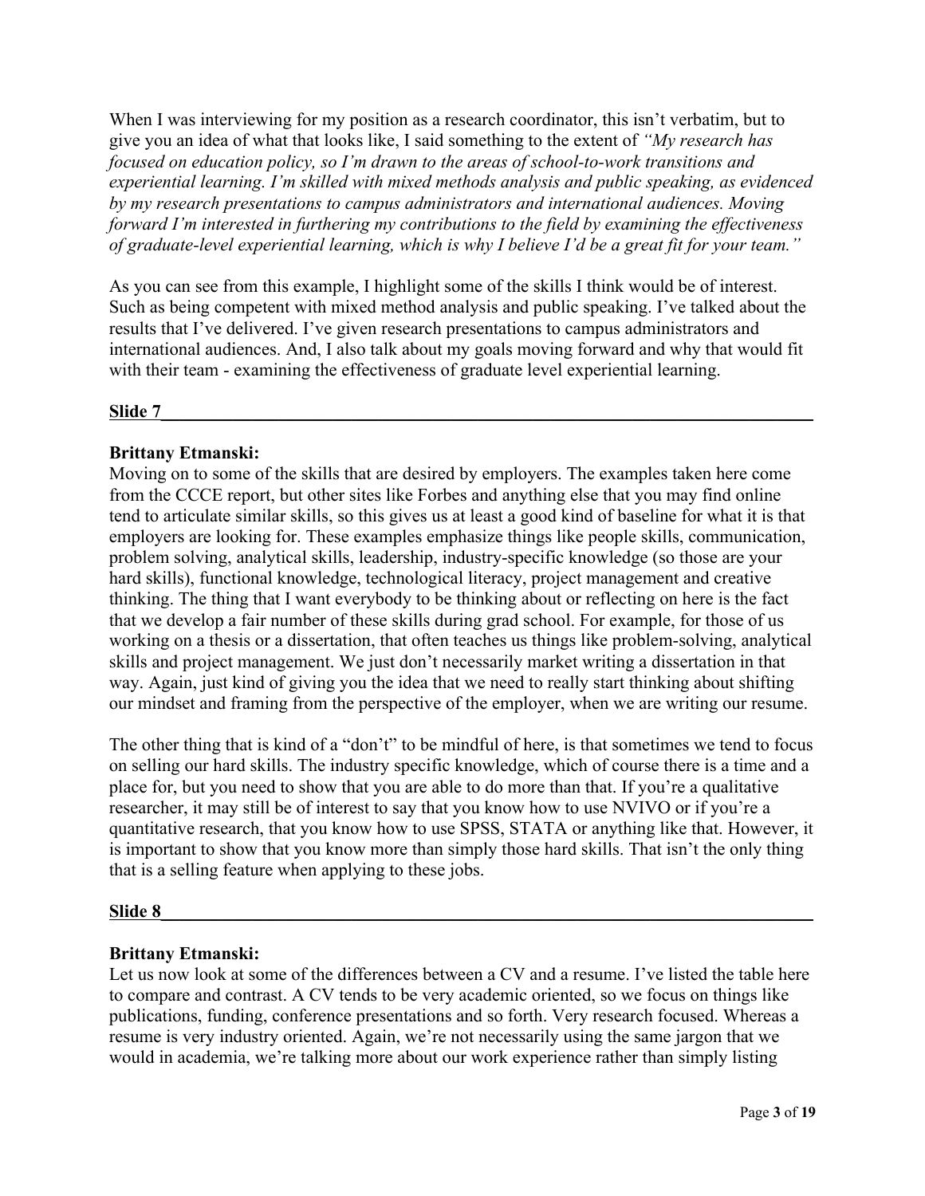When I was interviewing for my position as a research coordinator, this isn't verbatim, but to give you an idea of what that looks like, I said something to the extent of *"My research has focused on education policy, so I'm drawn to the areas of school-to-work transitions and experiential learning. I'm skilled with mixed methods analysis and public speaking, as evidenced by my research presentations to campus administrators and international audiences. Moving forward I'm interested in furthering my contributions to the field by examining the effectiveness of graduate-level experiential learning, which is why I believe I'd be a great fit for your team."*

As you can see from this example, I highlight some of the skills I think would be of interest. Such as being competent with mixed method analysis and public speaking. I've talked about the results that I've delivered. I've given research presentations to campus administrators and international audiences. And, I also talk about my goals moving forward and why that would fit with their team - examining the effectiveness of graduate level experiential learning.

**Slide 7**

**Brittany Etmanski:**
Moving on to some of the skills that are desired by employers. The examples taken here come from the CCCE report, but other sites like Forbes and anything else that you may find online tend to articulate similar skills, so this gives us at least a good kind of baseline for what it is that employers are looking for. These examples emphasize things like people skills, communication, problem solving, analytical skills, leadership, industry-specific knowledge (so those are your hard skills), functional knowledge, technological literacy, project management and creative thinking. The thing that I want everybody to be thinking about or reflecting on here is the fact that we develop a fair number of these skills during grad school. For example, for those of us working on a thesis or a dissertation, that often teaches us things like problem-solving, analytical skills and project management. We just don't necessarily market writing a dissertation in that way. Again, just kind of giving you the idea that we need to really start thinking about shifting our mindset and framing from the perspective of the employer, when we are writing our resume.

The other thing that is kind of a "don't" to be mindful of here, is that sometimes we tend to focus on selling our hard skills. The industry specific knowledge, which of course there is a time and a place for, but you need to show that you are able to do more than that. If you're a qualitative researcher, it may still be of interest to say that you know how to use NVIVO or if you're a quantitative research, that you know how to use SPSS, STATA or anything like that. However, it is important to show that you know more than simply those hard skills. That isn't the only thing that is a selling feature when applying to these jobs.

**Slide 8**

**Brittany Etmanski:**
Let us now look at some of the differences between a CV and a resume. I've listed the table here to compare and contrast. A CV tends to be very academic oriented, so we focus on things like publications, funding, conference presentations and so forth. Very research focused. Whereas a resume is very industry oriented. Again, we're not necessarily using the same jargon that we would in academia, we're talking more about our work experience rather than simply listing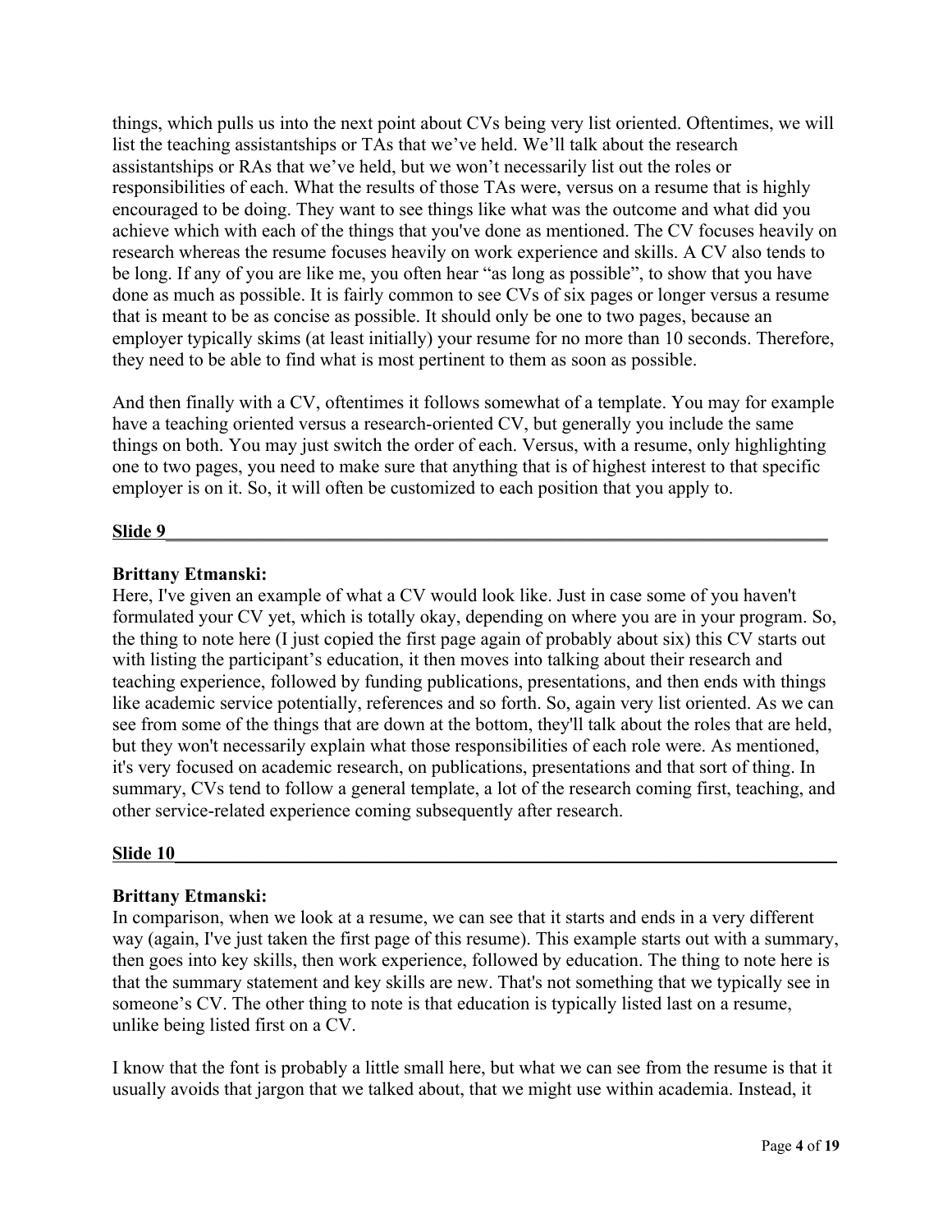things, which pulls us into the next point about CVs being very list oriented. Oftentimes, we will list the teaching assistantships or TAs that we've held. We'll talk about the research assistantships or RAs that we've held, but we won't necessarily list out the roles or responsibilities of each. What the results of those TAs were, versus on a resume that is highly encouraged to be doing. They want to see things like what was the outcome and what did you achieve which with each of the things that you've done as mentioned. The CV focuses heavily on research whereas the resume focuses heavily on work experience and skills. A CV also tends to be long. If any of you are like me, you often hear "as long as possible", to show that you have done as much as possible. It is fairly common to see CVs of six pages or longer versus a resume that is meant to be as concise as possible. It should only be one to two pages, because an employer typically skims (at least initially) your resume for no more than 10 seconds. Therefore, they need to be able to find what is most pertinent to them as soon as possible.

And then finally with a CV, oftentimes it follows somewhat of a template. You may for example have a teaching oriented versus a research-oriented CV, but generally you include the same things on both. You may just switch the order of each. Versus, with a resume, only highlighting one to two pages, you need to make sure that anything that is of highest interest to that specific employer is on it. So, it will often be customized to each position that you apply to.

**Slide 9**

**Brittany Etmanski:**
Here, I've given an example of what a CV would look like. Just in case some of you haven't formulated your CV yet, which is totally okay, depending on where you are in your program. So, the thing to note here (I just copied the first page again of probably about six) this CV starts out with listing the participant's education, it then moves into talking about their research and teaching experience, followed by funding publications, presentations, and then ends with things like academic service potentially, references and so forth. So, again very list oriented. As we can see from some of the things that are down at the bottom, they'll talk about the roles that are held, but they won't necessarily explain what those responsibilities of each role were. As mentioned, it's very focused on academic research, on publications, presentations and that sort of thing. In summary, CVs tend to follow a general template, a lot of the research coming first, teaching, and other service-related experience coming subsequently after research.

**Slide 10**

**Brittany Etmanski:**
In comparison, when we look at a resume, we can see that it starts and ends in a very different way (again, I've just taken the first page of this resume). This example starts out with a summary, then goes into key skills, then work experience, followed by education. The thing to note here is that the summary statement and key skills are new. That's not something that we typically see in someone's CV. The other thing to note is that education is typically listed last on a resume, unlike being listed first on a CV.

I know that the font is probably a little small here, but what we can see from the resume is that it usually avoids that jargon that we talked about, that we might use within academia. Instead, it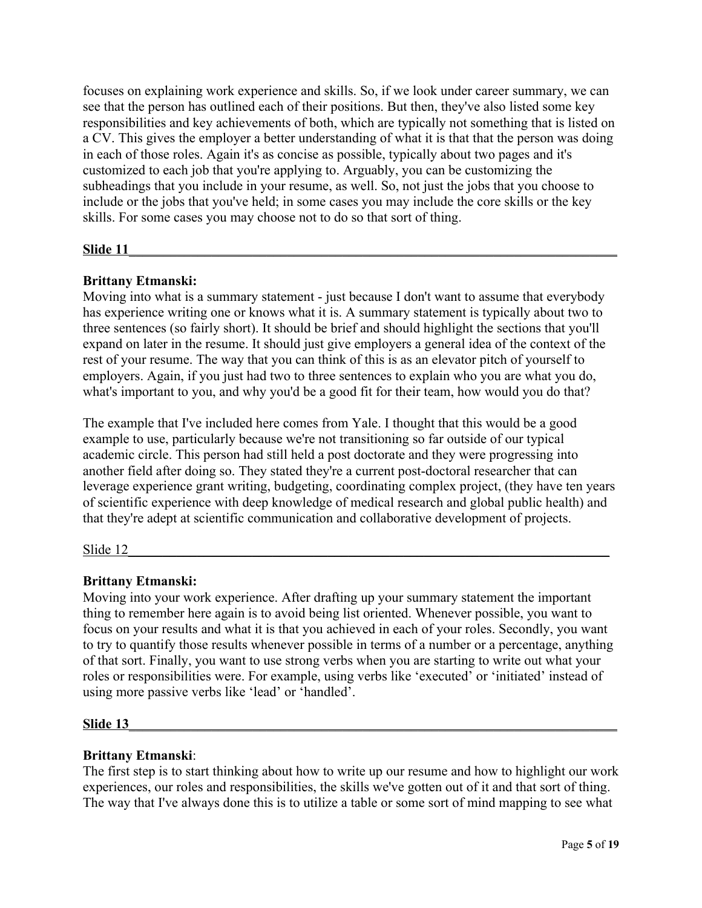focuses on explaining work experience and skills. So, if we look under career summary, we can see that the person has outlined each of their positions. But then, they've also listed some key responsibilities and key achievements of both, which are typically not something that is listed on a CV. This gives the employer a better understanding of what it is that that the person was doing in each of those roles. Again it's as concise as possible, typically about two pages and it's customized to each job that you're applying to. Arguably, you can be customizing the subheadings that you include in your resume, as well. So, not just the jobs that you choose to include or the jobs that you've held; in some cases you may include the core skills or the key skills. For some cases you may choose not to do so that sort of thing.

**Slide 11**

**Brittany Etmanski:**
Moving into what is a summary statement - just because I don't want to assume that everybody has experience writing one or knows what it is. A summary statement is typically about two to three sentences (so fairly short). It should be brief and should highlight the sections that you'll expand on later in the resume. It should just give employers a general idea of the context of the rest of your resume. The way that you can think of this is as an elevator pitch of yourself to employers. Again, if you just had two to three sentences to explain who you are what you do, what's important to you, and why you'd be a good fit for their team, how would you do that?

The example that I've included here comes from Yale. I thought that this would be a good example to use, particularly because we're not transitioning so far outside of our typical academic circle. This person had still held a post doctorate and they were progressing into another field after doing so. They stated they're a current post-doctoral researcher that can leverage experience grant writing, budgeting, coordinating complex project, (they have ten years of scientific experience with deep knowledge of medical research and global public health) and that they're adept at scientific communication and collaborative development of projects.

Slide 12

**Brittany Etmanski:**
Moving into your work experience. After drafting up your summary statement the important thing to remember here again is to avoid being list oriented. Whenever possible, you want to focus on your results and what it is that you achieved in each of your roles. Secondly, you want to try to quantify those results whenever possible in terms of a number or a percentage, anything of that sort. Finally, you want to use strong verbs when you are starting to write out what your roles or responsibilities were. For example, using verbs like 'executed' or 'initiated' instead of using more passive verbs like 'lead' or 'handled'.

**Slide 13**

**Brittany Etmanski**:
The first step is to start thinking about how to write up our resume and how to highlight our work experiences, our roles and responsibilities, the skills we've gotten out of it and that sort of thing. The way that I've always done this is to utilize a table or some sort of mind mapping to see what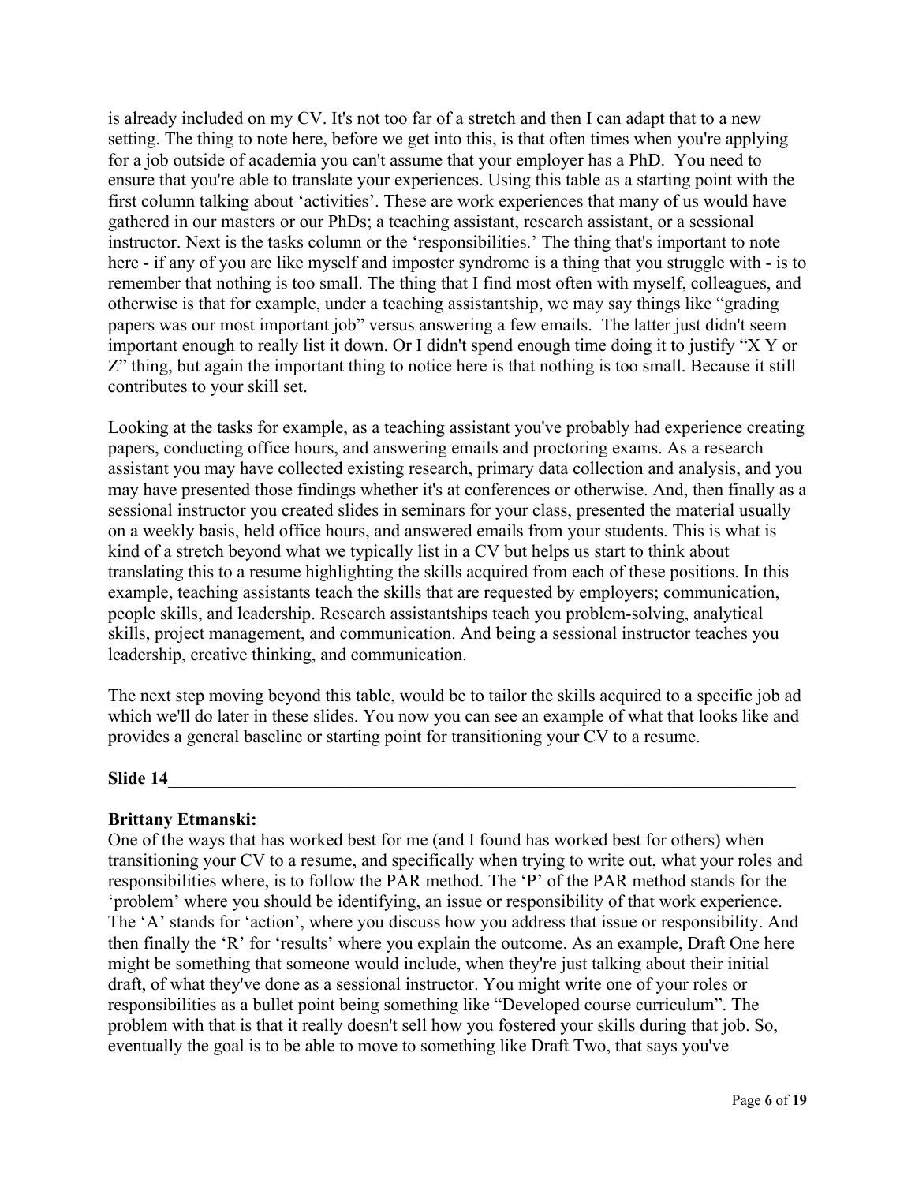is already included on my CV. It's not too far of a stretch and then I can adapt that to a new setting. The thing to note here, before we get into this, is that often times when you're applying for a job outside of academia you can't assume that your employer has a PhD. You need to ensure that you're able to translate your experiences. Using this table as a starting point with the first column talking about 'activities'. These are work experiences that many of us would have gathered in our masters or our PhDs; a teaching assistant, research assistant, or a sessional instructor. Next is the tasks column or the 'responsibilities.' The thing that's important to note here - if any of you are like myself and imposter syndrome is a thing that you struggle with - is to remember that nothing is too small. The thing that I find most often with myself, colleagues, and otherwise is that for example, under a teaching assistantship, we may say things like "grading papers was our most important job" versus answering a few emails. The latter just didn't seem important enough to really list it down. Or I didn't spend enough time doing it to justify "X Y or Z" thing, but again the important thing to notice here is that nothing is too small. Because it still contributes to your skill set.

Looking at the tasks for example, as a teaching assistant you've probably had experience creating papers, conducting office hours, and answering emails and proctoring exams. As a research assistant you may have collected existing research, primary data collection and analysis, and you may have presented those findings whether it's at conferences or otherwise. And, then finally as a sessional instructor you created slides in seminars for your class, presented the material usually on a weekly basis, held office hours, and answered emails from your students. This is what is kind of a stretch beyond what we typically list in a CV but helps us start to think about translating this to a resume highlighting the skills acquired from each of these positions. In this example, teaching assistants teach the skills that are requested by employers; communication, people skills, and leadership. Research assistantships teach you problem-solving, analytical skills, project management, and communication. And being a sessional instructor teaches you leadership, creative thinking, and communication.

The next step moving beyond this table, would be to tailor the skills acquired to a specific job ad which we'll do later in these slides. You now you can see an example of what that looks like and provides a general baseline or starting point for transitioning your CV to a resume.

## Slide 14

**Brittany Etmanski:**
One of the ways that has worked best for me (and I found has worked best for others) when transitioning your CV to a resume, and specifically when trying to write out, what your roles and responsibilities where, is to follow the PAR method. The 'P' of the PAR method stands for the 'problem' where you should be identifying, an issue or responsibility of that work experience. The 'A' stands for 'action', where you discuss how you address that issue or responsibility. And then finally the 'R' for 'results' where you explain the outcome. As an example, Draft One here might be something that someone would include, when they're just talking about their initial draft, of what they've done as a sessional instructor. You might write one of your roles or responsibilities as a bullet point being something like "Developed course curriculum". The problem with that is that it really doesn't sell how you fostered your skills during that job. So, eventually the goal is to be able to move to something like Draft Two, that says you've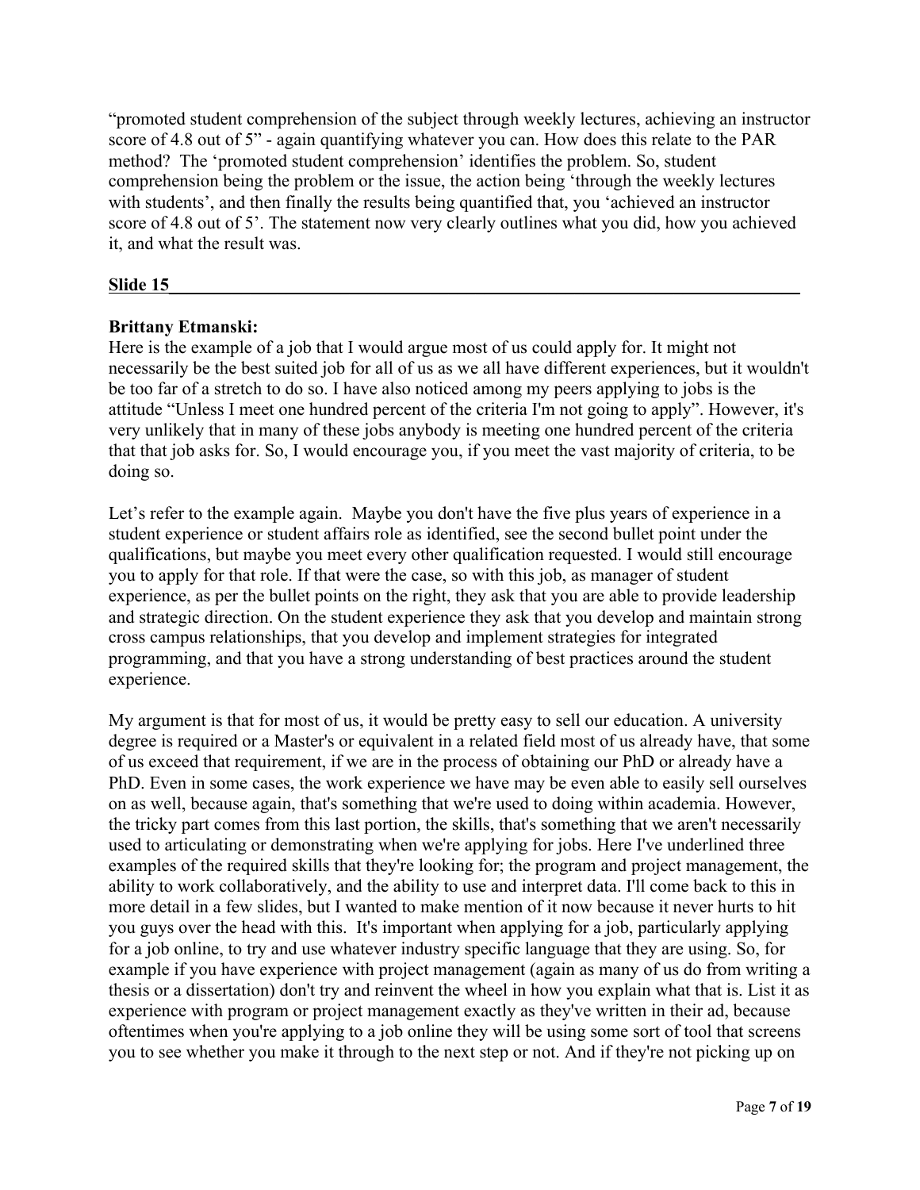"promoted student comprehension of the subject through weekly lectures, achieving an instructor score of 4.8 out of 5" - again quantifying whatever you can. How does this relate to the PAR method? The 'promoted student comprehension' identifies the problem. So, student comprehension being the problem or the issue, the action being 'through the weekly lectures with students', and then finally the results being quantified that, you 'achieved an instructor score of 4.8 out of 5'. The statement now very clearly outlines what you did, how you achieved it, and what the result was.

## Slide 15

**Brittany Etmanski:**

Here is the example of a job that I would argue most of us could apply for. It might not necessarily be the best suited job for all of us as we all have different experiences, but it wouldn't be too far of a stretch to do so. I have also noticed among my peers applying to jobs is the attitude "Unless I meet one hundred percent of the criteria I'm not going to apply". However, it's very unlikely that in many of these jobs anybody is meeting one hundred percent of the criteria that that job asks for. So, I would encourage you, if you meet the vast majority of criteria, to be doing so.

Let's refer to the example again. Maybe you don't have the five plus years of experience in a student experience or student affairs role as identified, see the second bullet point under the qualifications, but maybe you meet every other qualification requested. I would still encourage you to apply for that role. If that were the case, so with this job, as manager of student experience, as per the bullet points on the right, they ask that you are able to provide leadership and strategic direction. On the student experience they ask that you develop and maintain strong cross campus relationships, that you develop and implement strategies for integrated programming, and that you have a strong understanding of best practices around the student experience.

My argument is that for most of us, it would be pretty easy to sell our education. A university degree is required or a Master's or equivalent in a related field most of us already have, that some of us exceed that requirement, if we are in the process of obtaining our PhD or already have a PhD. Even in some cases, the work experience we have may be even able to easily sell ourselves on as well, because again, that's something that we're used to doing within academia. However, the tricky part comes from this last portion, the skills, that's something that we aren't necessarily used to articulating or demonstrating when we're applying for jobs. Here I've underlined three examples of the required skills that they're looking for; the program and project management, the ability to work collaboratively, and the ability to use and interpret data. I'll come back to this in more detail in a few slides, but I wanted to make mention of it now because it never hurts to hit you guys over the head with this. It's important when applying for a job, particularly applying for a job online, to try and use whatever industry specific language that they are using. So, for example if you have experience with project management (again as many of us do from writing a thesis or a dissertation) don't try and reinvent the wheel in how you explain what that is. List it as experience with program or project management exactly as they've written in their ad, because oftentimes when you're applying to a job online they will be using some sort of tool that screens you to see whether you make it through to the next step or not. And if they're not picking up on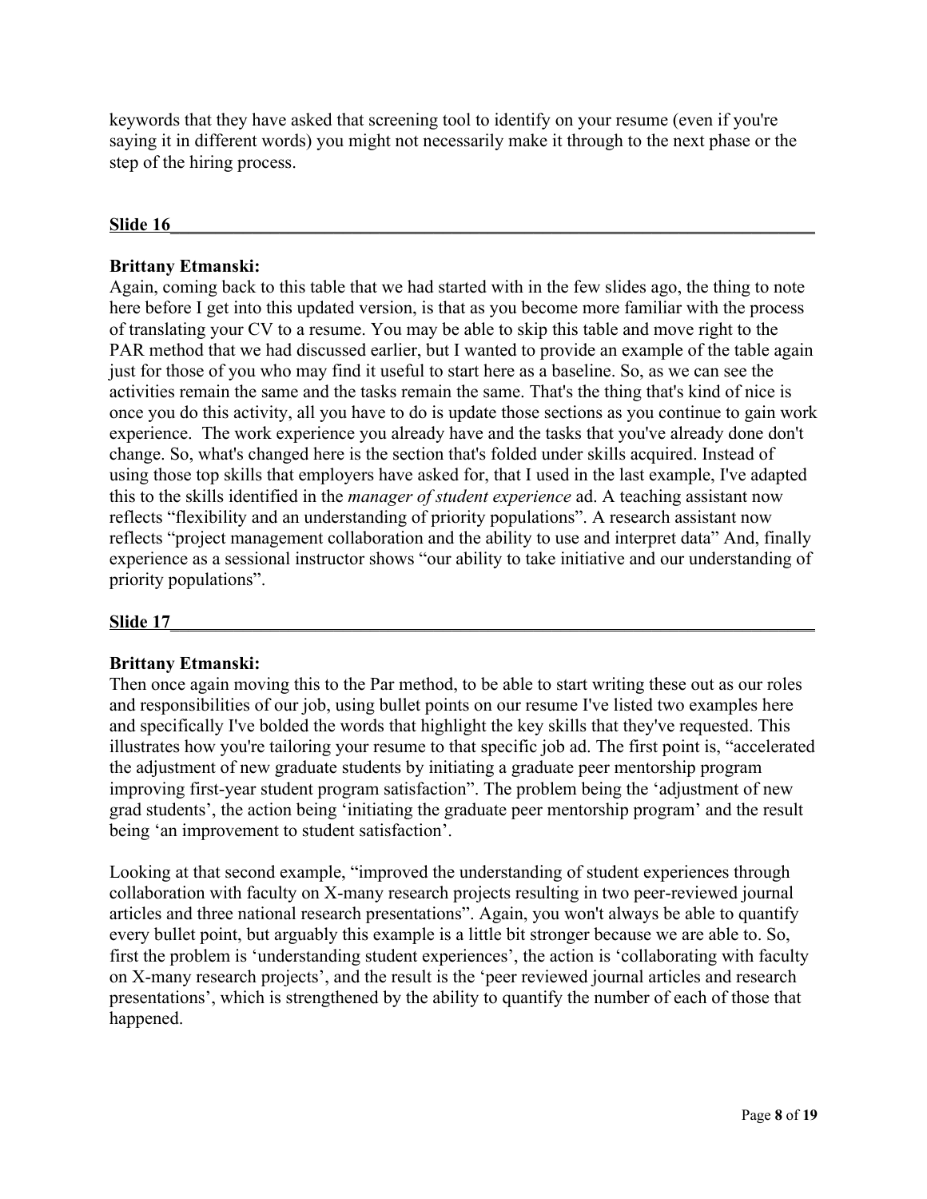keywords that they have asked that screening tool to identify on your resume (even if you're saying it in different words) you might not necessarily make it through to the next phase or the step of the hiring process.

**Slide 16**

**Brittany Etmanski:**
Again, coming back to this table that we had started with in the few slides ago, the thing to note here before I get into this updated version, is that as you become more familiar with the process of translating your CV to a resume. You may be able to skip this table and move right to the PAR method that we had discussed earlier, but I wanted to provide an example of the table again just for those of you who may find it useful to start here as a baseline. So, as we can see the activities remain the same and the tasks remain the same. That's the thing that's kind of nice is once you do this activity, all you have to do is update those sections as you continue to gain work experience. The work experience you already have and the tasks that you've already done don't change. So, what's changed here is the section that's folded under skills acquired. Instead of using those top skills that employers have asked for, that I used in the last example, I've adapted this to the skills identified in the *manager of student experience* ad. A teaching assistant now reflects "flexibility and an understanding of priority populations". A research assistant now reflects "project management collaboration and the ability to use and interpret data" And, finally experience as a sessional instructor shows "our ability to take initiative and our understanding of priority populations".

**Slide 17**

**Brittany Etmanski:**
Then once again moving this to the Par method, to be able to start writing these out as our roles and responsibilities of our job, using bullet points on our resume I've listed two examples here and specifically I've bolded the words that highlight the key skills that they've requested. This illustrates how you're tailoring your resume to that specific job ad. The first point is, "accelerated the adjustment of new graduate students by initiating a graduate peer mentorship program improving first-year student program satisfaction". The problem being the 'adjustment of new grad students', the action being 'initiating the graduate peer mentorship program' and the result being 'an improvement to student satisfaction'.

Looking at that second example, "improved the understanding of student experiences through collaboration with faculty on X-many research projects resulting in two peer-reviewed journal articles and three national research presentations". Again, you won't always be able to quantify every bullet point, but arguably this example is a little bit stronger because we are able to. So, first the problem is 'understanding student experiences', the action is 'collaborating with faculty on X-many research projects', and the result is the 'peer reviewed journal articles and research presentations', which is strengthened by the ability to quantify the number of each of those that happened.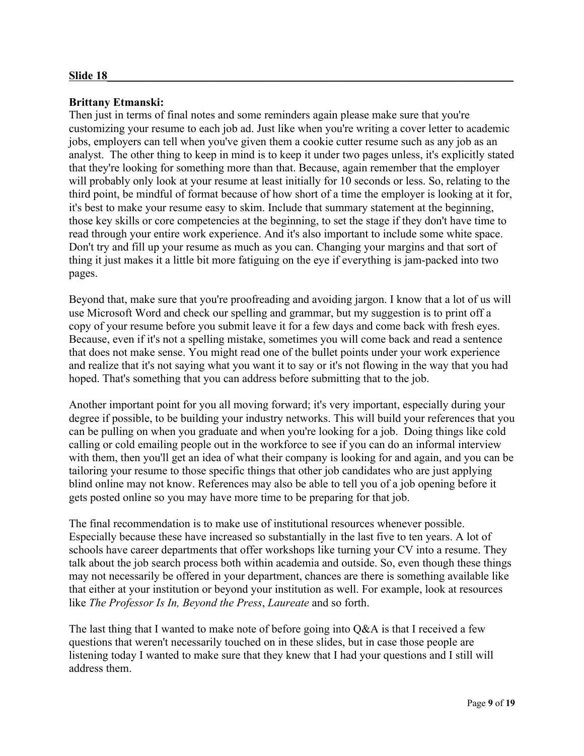**Slide 18**

**Brittany Etmanski:**
Then just in terms of final notes and some reminders again please make sure that you're customizing your resume to each job ad. Just like when you're writing a cover letter to academic jobs, employers can tell when you've given them a cookie cutter resume such as any job as an analyst. The other thing to keep in mind is to keep it under two pages unless, it's explicitly stated that they're looking for something more than that. Because, again remember that the employer will probably only look at your resume at least initially for 10 seconds or less. So, relating to the third point, be mindful of format because of how short of a time the employer is looking at it for, it's best to make your resume easy to skim. Include that summary statement at the beginning, those key skills or core competencies at the beginning, to set the stage if they don't have time to read through your entire work experience. And it's also important to include some white space. Don't try and fill up your resume as much as you can. Changing your margins and that sort of thing it just makes it a little bit more fatiguing on the eye if everything is jam-packed into two pages.

Beyond that, make sure that you're proofreading and avoiding jargon. I know that a lot of us will use Microsoft Word and check our spelling and grammar, but my suggestion is to print off a copy of your resume before you submit leave it for a few days and come back with fresh eyes. Because, even if it's not a spelling mistake, sometimes you will come back and read a sentence that does not make sense. You might read one of the bullet points under your work experience and realize that it's not saying what you want it to say or it's not flowing in the way that you had hoped. That's something that you can address before submitting that to the job.

Another important point for you all moving forward; it's very important, especially during your degree if possible, to be building your industry networks. This will build your references that you can be pulling on when you graduate and when you're looking for a job. Doing things like cold calling or cold emailing people out in the workforce to see if you can do an informal interview with them, then you'll get an idea of what their company is looking for and again, and you can be tailoring your resume to those specific things that other job candidates who are just applying blind online may not know. References may also be able to tell you of a job opening before it gets posted online so you may have more time to be preparing for that job.

The final recommendation is to make use of institutional resources whenever possible. Especially because these have increased so substantially in the last five to ten years. A lot of schools have career departments that offer workshops like turning your CV into a resume. They talk about the job search process both within academia and outside. So, even though these things may not necessarily be offered in your department, chances are there is something available like that either at your institution or beyond your institution as well. For example, look at resources like *The Professor Is In, Beyond the Press*, *Laureate* and so forth.

The last thing that I wanted to make note of before going into Q&A is that I received a few questions that weren't necessarily touched on in these slides, but in case those people are listening today I wanted to make sure that they knew that I had your questions and I still will address them.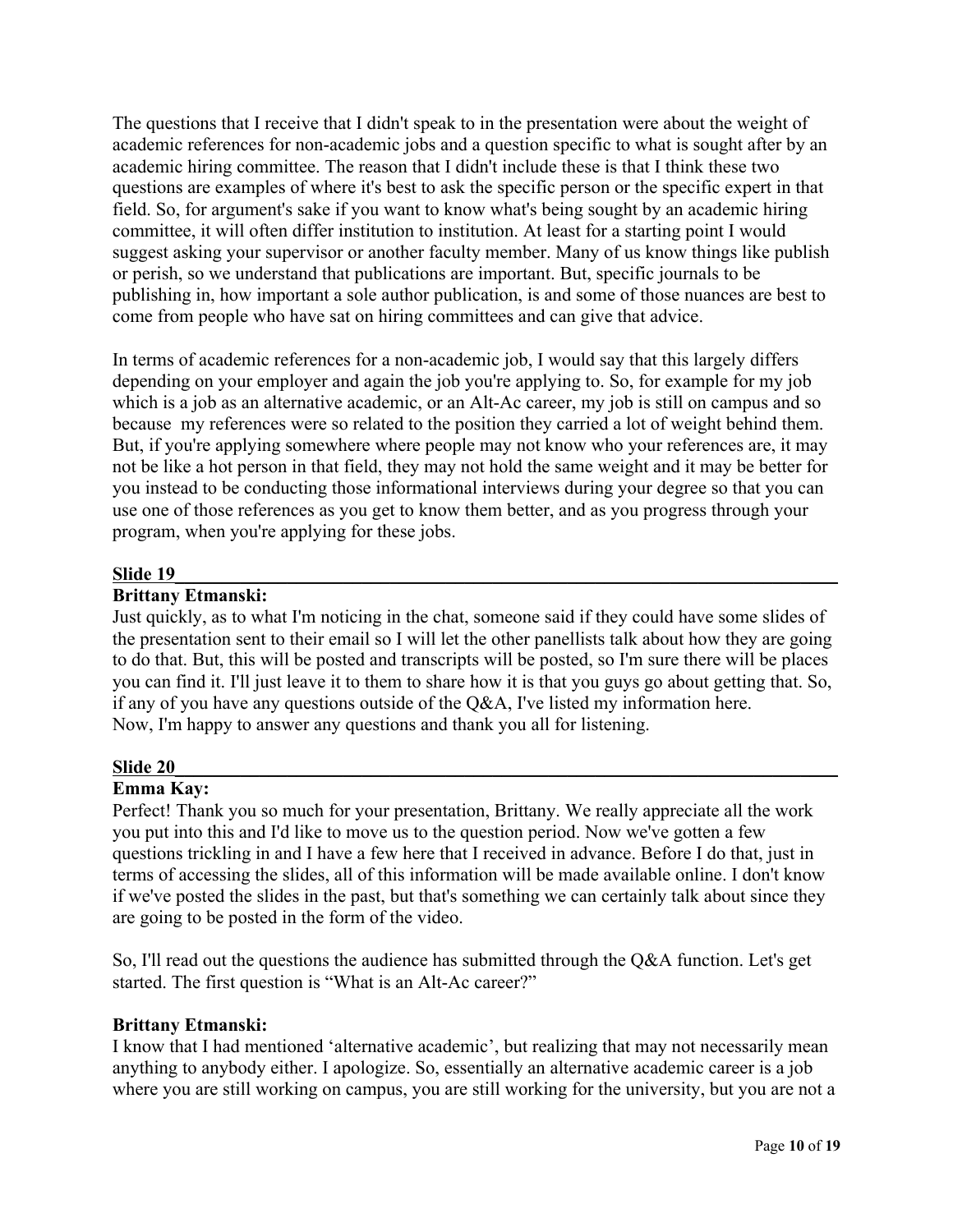The questions that I receive that I didn't speak to in the presentation were about the weight of academic references for non-academic jobs and a question specific to what is sought after by an academic hiring committee. The reason that I didn't include these is that I think these two questions are examples of where it's best to ask the specific person or the specific expert in that field. So, for argument's sake if you want to know what's being sought by an academic hiring committee, it will often differ institution to institution. At least for a starting point I would suggest asking your supervisor or another faculty member. Many of us know things like publish or perish, so we understand that publications are important. But, specific journals to be publishing in, how important a sole author publication, is and some of those nuances are best to come from people who have sat on hiring committees and can give that advice.

In terms of academic references for a non-academic job, I would say that this largely differs depending on your employer and again the job you're applying to. So, for example for my job which is a job as an alternative academic, or an Alt-Ac career, my job is still on campus and so because my references were so related to the position they carried a lot of weight behind them. But, if you're applying somewhere where people may not know who your references are, it may not be like a hot person in that field, they may not hold the same weight and it may be better for you instead to be conducting those informational interviews during your degree so that you can use one of those references as you get to know them better, and as you progress through your program, when you're applying for these jobs.

## Slide 19

**Brittany Etmanski:**
Just quickly, as to what I'm noticing in the chat, someone said if they could have some slides of the presentation sent to their email so I will let the other panellists talk about how they are going to do that. But, this will be posted and transcripts will be posted, so I'm sure there will be places you can find it. I'll just leave it to them to share how it is that you guys go about getting that. So, if any of you have any questions outside of the Q&A, I've listed my information here.
Now, I'm happy to answer any questions and thank you all for listening.

## Slide 20

**Emma Kay:**
Perfect! Thank you so much for your presentation, Brittany. We really appreciate all the work you put into this and I'd like to move us to the question period. Now we've gotten a few questions trickling in and I have a few here that I received in advance. Before I do that, just in terms of accessing the slides, all of this information will be made available online. I don't know if we've posted the slides in the past, but that's something we can certainly talk about since they are going to be posted in the form of the video.

So, I'll read out the questions the audience has submitted through the Q&A function. Let's get started. The first question is "What is an Alt-Ac career?"

**Brittany Etmanski:**
I know that I had mentioned 'alternative academic', but realizing that may not necessarily mean anything to anybody either. I apologize. So, essentially an alternative academic career is a job where you are still working on campus, you are still working for the university, but you are not a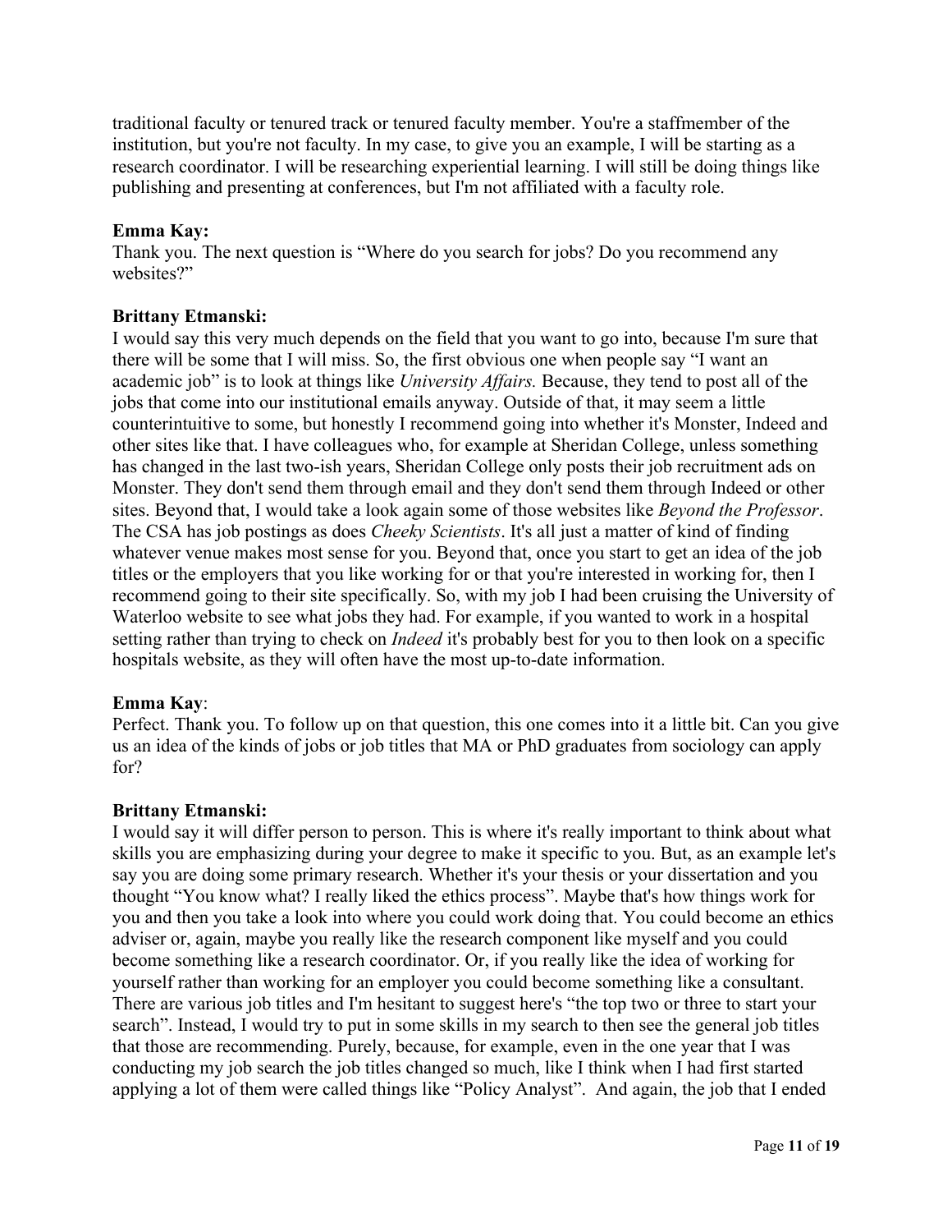traditional faculty or tenured track or tenured faculty member. You're a staffmember of the institution, but you're not faculty. In my case, to give you an example, I will be starting as a research coordinator. I will be researching experiential learning. I will still be doing things like publishing and presenting at conferences, but I'm not affiliated with a faculty role.

**Emma Kay:**
Thank you. The next question is "Where do you search for jobs? Do you recommend any websites?"

**Brittany Etmanski:**
I would say this very much depends on the field that you want to go into, because I'm sure that there will be some that I will miss. So, the first obvious one when people say "I want an academic job" is to look at things like *University Affairs.* Because, they tend to post all of the jobs that come into our institutional emails anyway. Outside of that, it may seem a little counterintuitive to some, but honestly I recommend going into whether it's Monster, Indeed and other sites like that. I have colleagues who, for example at Sheridan College, unless something has changed in the last two-ish years, Sheridan College only posts their job recruitment ads on Monster. They don't send them through email and they don't send them through Indeed or other sites. Beyond that, I would take a look again some of those websites like *Beyond the Professor*. The CSA has job postings as does *Cheeky Scientists*. It's all just a matter of kind of finding whatever venue makes most sense for you. Beyond that, once you start to get an idea of the job titles or the employers that you like working for or that you're interested in working for, then I recommend going to their site specifically. So, with my job I had been cruising the University of Waterloo website to see what jobs they had. For example, if you wanted to work in a hospital setting rather than trying to check on *Indeed* it's probably best for you to then look on a specific hospitals website, as they will often have the most up-to-date information.

**Emma Kay**:
Perfect. Thank you. To follow up on that question, this one comes into it a little bit. Can you give us an idea of the kinds of jobs or job titles that MA or PhD graduates from sociology can apply for?

**Brittany Etmanski:**
I would say it will differ person to person. This is where it's really important to think about what skills you are emphasizing during your degree to make it specific to you. But, as an example let's say you are doing some primary research. Whether it's your thesis or your dissertation and you thought "You know what? I really liked the ethics process". Maybe that's how things work for you and then you take a look into where you could work doing that. You could become an ethics adviser or, again, maybe you really like the research component like myself and you could become something like a research coordinator. Or, if you really like the idea of working for yourself rather than working for an employer you could become something like a consultant. There are various job titles and I'm hesitant to suggest here's "the top two or three to start your search". Instead, I would try to put in some skills in my search to then see the general job titles that those are recommending. Purely, because, for example, even in the one year that I was conducting my job search the job titles changed so much, like I think when I had first started applying a lot of them were called things like "Policy Analyst". And again, the job that I ended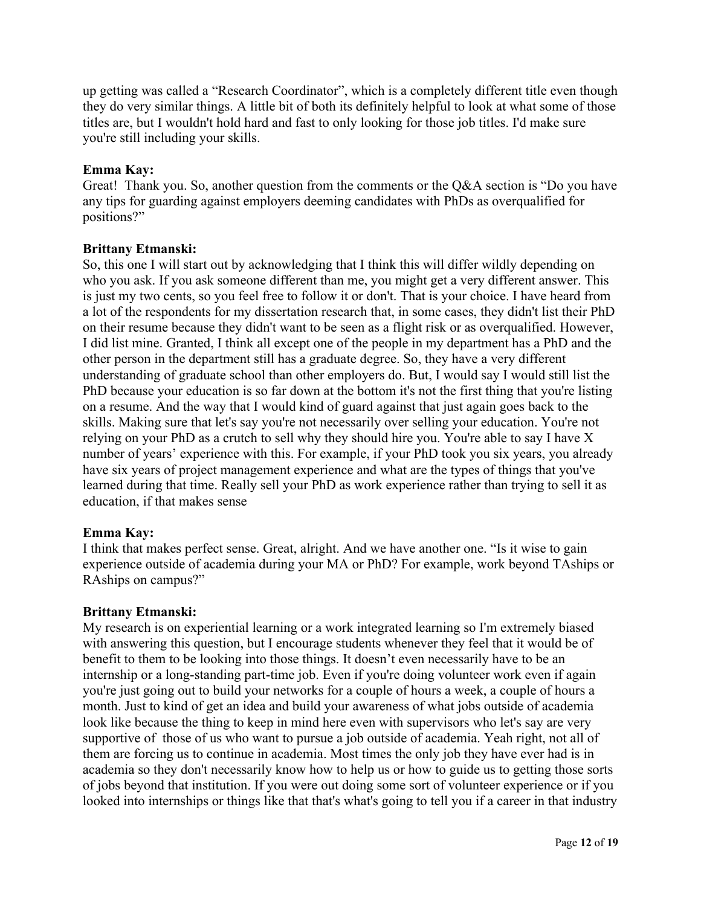up getting was called a "Research Coordinator", which is a completely different title even though they do very similar things. A little bit of both its definitely helpful to look at what some of those titles are, but I wouldn't hold hard and fast to only looking for those job titles. I'd make sure you're still including your skills.

**Emma Kay:**
Great! Thank you. So, another question from the comments or the Q&A section is "Do you have any tips for guarding against employers deeming candidates with PhDs as overqualified for positions?"

**Brittany Etmanski:**
So, this one I will start out by acknowledging that I think this will differ wildly depending on who you ask. If you ask someone different than me, you might get a very different answer. This is just my two cents, so you feel free to follow it or don't. That is your choice. I have heard from a lot of the respondents for my dissertation research that, in some cases, they didn't list their PhD on their resume because they didn't want to be seen as a flight risk or as overqualified. However, I did list mine. Granted, I think all except one of the people in my department has a PhD and the other person in the department still has a graduate degree. So, they have a very different understanding of graduate school than other employers do. But, I would say I would still list the PhD because your education is so far down at the bottom it's not the first thing that you're listing on a resume. And the way that I would kind of guard against that just again goes back to the skills. Making sure that let's say you're not necessarily over selling your education. You're not relying on your PhD as a crutch to sell why they should hire you. You're able to say I have X number of years' experience with this. For example, if your PhD took you six years, you already have six years of project management experience and what are the types of things that you've learned during that time. Really sell your PhD as work experience rather than trying to sell it as education, if that makes sense

**Emma Kay:**
I think that makes perfect sense. Great, alright. And we have another one. "Is it wise to gain experience outside of academia during your MA or PhD? For example, work beyond TAships or RAships on campus?"

**Brittany Etmanski:**
My research is on experiential learning or a work integrated learning so I'm extremely biased with answering this question, but I encourage students whenever they feel that it would be of benefit to them to be looking into those things. It doesn't even necessarily have to be an internship or a long-standing part-time job. Even if you're doing volunteer work even if again you're just going out to build your networks for a couple of hours a week, a couple of hours a month. Just to kind of get an idea and build your awareness of what jobs outside of academia look like because the thing to keep in mind here even with supervisors who let's say are very supportive of those of us who want to pursue a job outside of academia. Yeah right, not all of them are forcing us to continue in academia. Most times the only job they have ever had is in academia so they don't necessarily know how to help us or how to guide us to getting those sorts of jobs beyond that institution. If you were out doing some sort of volunteer experience or if you looked into internships or things like that that's what's going to tell you if a career in that industry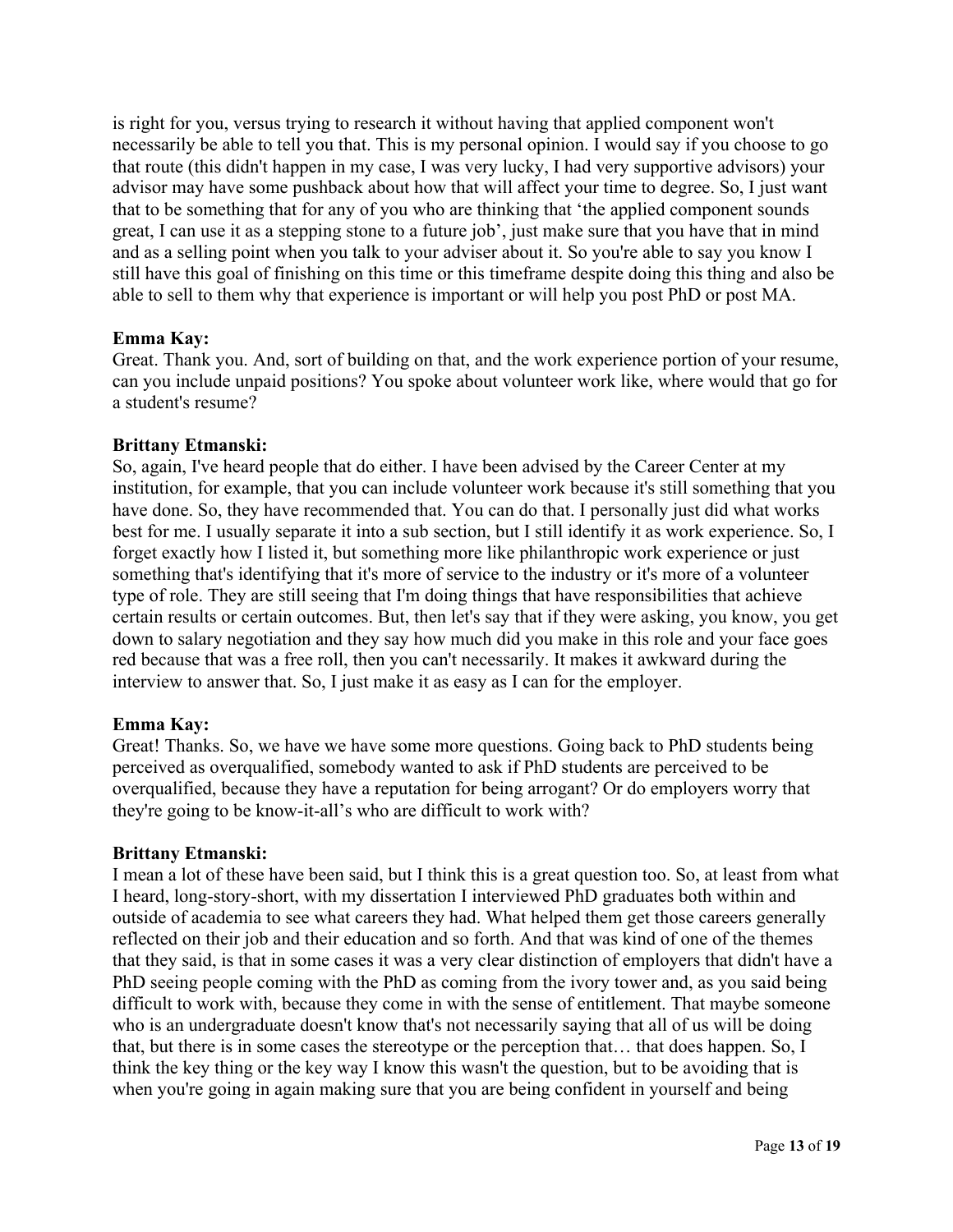is right for you, versus trying to research it without having that applied component won't necessarily be able to tell you that. This is my personal opinion. I would say if you choose to go that route (this didn't happen in my case, I was very lucky, I had very supportive advisors) your advisor may have some pushback about how that will affect your time to degree. So, I just want that to be something that for any of you who are thinking that 'the applied component sounds great, I can use it as a stepping stone to a future job', just make sure that you have that in mind and as a selling point when you talk to your adviser about it. So you're able to say you know I still have this goal of finishing on this time or this timeframe despite doing this thing and also be able to sell to them why that experience is important or will help you post PhD or post MA.

**Emma Kay:**
Great. Thank you. And, sort of building on that, and the work experience portion of your resume, can you include unpaid positions? You spoke about volunteer work like, where would that go for a student's resume?

**Brittany Etmanski:**
So, again, I've heard people that do either. I have been advised by the Career Center at my institution, for example, that you can include volunteer work because it's still something that you have done. So, they have recommended that. You can do that. I personally just did what works best for me. I usually separate it into a sub section, but I still identify it as work experience. So, I forget exactly how I listed it, but something more like philanthropic work experience or just something that's identifying that it's more of service to the industry or it's more of a volunteer type of role. They are still seeing that I'm doing things that have responsibilities that achieve certain results or certain outcomes. But, then let's say that if they were asking, you know, you get down to salary negotiation and they say how much did you make in this role and your face goes red because that was a free roll, then you can't necessarily. It makes it awkward during the interview to answer that. So, I just make it as easy as I can for the employer.

**Emma Kay:**
Great! Thanks. So, we have we have some more questions. Going back to PhD students being perceived as overqualified, somebody wanted to ask if PhD students are perceived to be overqualified, because they have a reputation for being arrogant? Or do employers worry that they're going to be know-it-all's who are difficult to work with?

**Brittany Etmanski:**
I mean a lot of these have been said, but I think this is a great question too. So, at least from what I heard, long-story-short, with my dissertation I interviewed PhD graduates both within and outside of academia to see what careers they had. What helped them get those careers generally reflected on their job and their education and so forth. And that was kind of one of the themes that they said, is that in some cases it was a very clear distinction of employers that didn't have a PhD seeing people coming with the PhD as coming from the ivory tower and, as you said being difficult to work with, because they come in with the sense of entitlement. That maybe someone who is an undergraduate doesn't know that's not necessarily saying that all of us will be doing that, but there is in some cases the stereotype or the perception that… that does happen. So, I think the key thing or the key way I know this wasn't the question, but to be avoiding that is when you're going in again making sure that you are being confident in yourself and being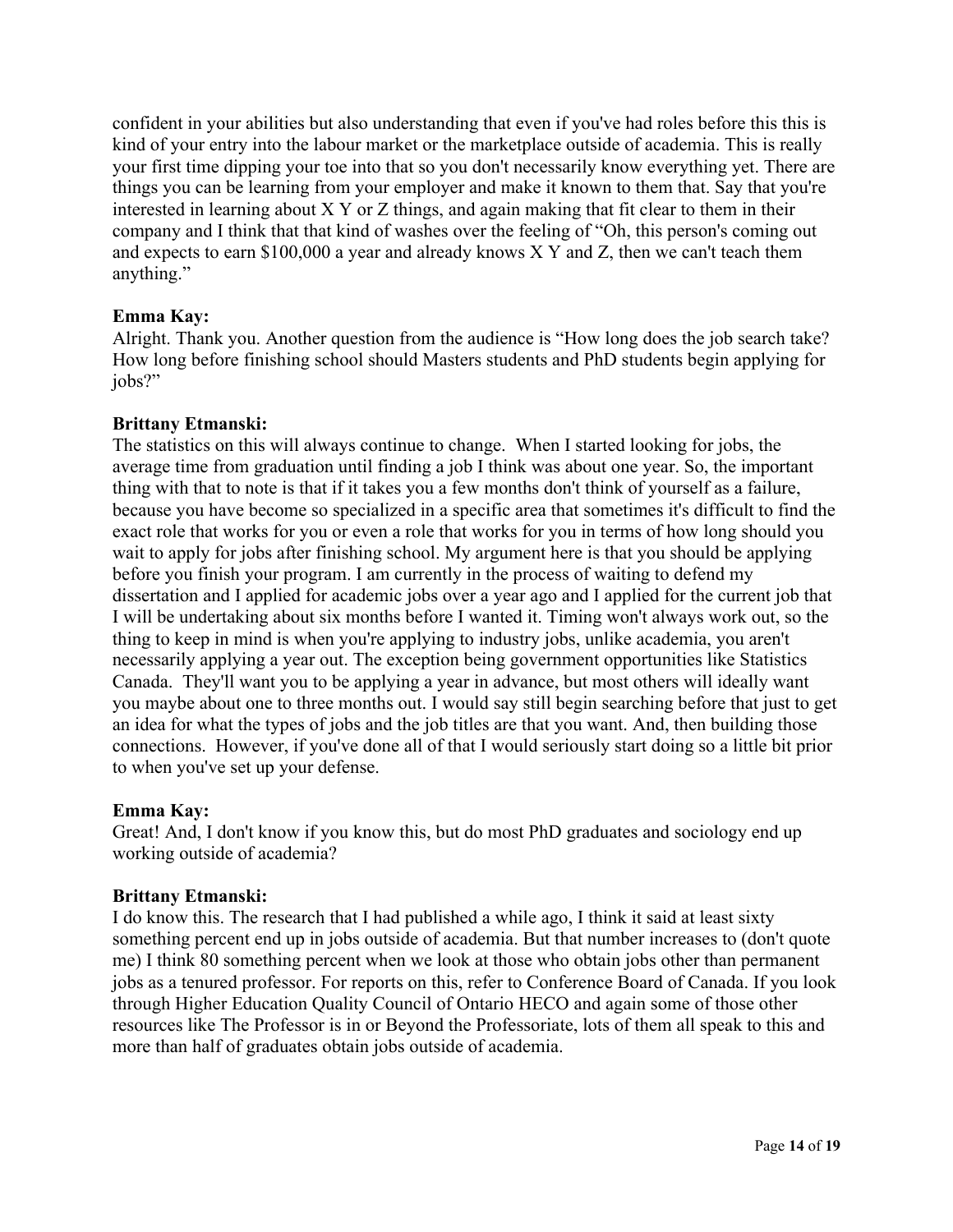confident in your abilities but also understanding that even if you've had roles before this this is kind of your entry into the labour market or the marketplace outside of academia. This is really your first time dipping your toe into that so you don't necessarily know everything yet. There are things you can be learning from your employer and make it known to them that. Say that you're interested in learning about X Y or Z things, and again making that fit clear to them in their company and I think that that kind of washes over the feeling of "Oh, this person's coming out and expects to earn $100,000 a year and already knows X Y and Z, then we can't teach them anything."

**Emma Kay:**
Alright. Thank you. Another question from the audience is "How long does the job search take? How long before finishing school should Masters students and PhD students begin applying for jobs?"

**Brittany Etmanski:**
The statistics on this will always continue to change. When I started looking for jobs, the average time from graduation until finding a job I think was about one year. So, the important thing with that to note is that if it takes you a few months don't think of yourself as a failure, because you have become so specialized in a specific area that sometimes it's difficult to find the exact role that works for you or even a role that works for you in terms of how long should you wait to apply for jobs after finishing school. My argument here is that you should be applying before you finish your program. I am currently in the process of waiting to defend my dissertation and I applied for academic jobs over a year ago and I applied for the current job that I will be undertaking about six months before I wanted it. Timing won't always work out, so the thing to keep in mind is when you're applying to industry jobs, unlike academia, you aren't necessarily applying a year out. The exception being government opportunities like Statistics Canada. They'll want you to be applying a year in advance, but most others will ideally want you maybe about one to three months out. I would say still begin searching before that just to get an idea for what the types of jobs and the job titles are that you want. And, then building those connections. However, if you've done all of that I would seriously start doing so a little bit prior to when you've set up your defense.

**Emma Kay:**
Great! And, I don't know if you know this, but do most PhD graduates and sociology end up working outside of academia?

**Brittany Etmanski:**
I do know this. The research that I had published a while ago, I think it said at least sixty something percent end up in jobs outside of academia. But that number increases to (don't quote me) I think 80 something percent when we look at those who obtain jobs other than permanent jobs as a tenured professor. For reports on this, refer to Conference Board of Canada. If you look through Higher Education Quality Council of Ontario HECO and again some of those other resources like The Professor is in or Beyond the Professoriate, lots of them all speak to this and more than half of graduates obtain jobs outside of academia.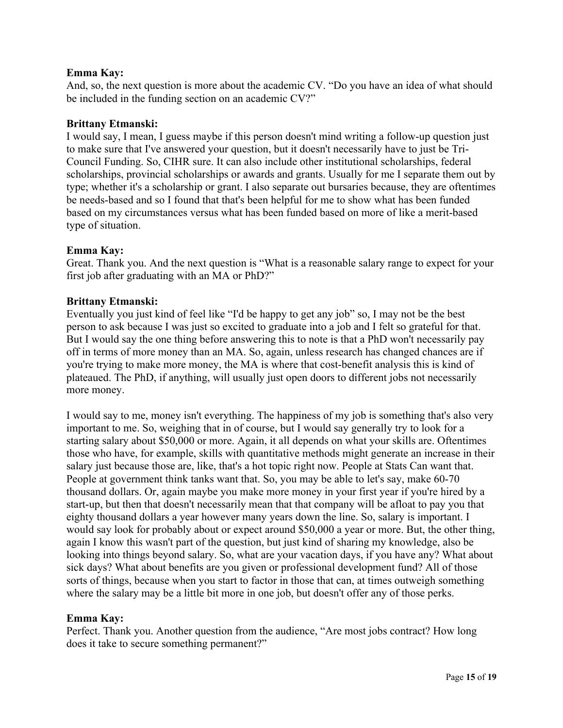**Emma Kay:**
And, so, the next question is more about the academic CV. "Do you have an idea of what should be included in the funding section on an academic CV?"

**Brittany Etmanski:**
I would say, I mean, I guess maybe if this person doesn't mind writing a follow-up question just to make sure that I've answered your question, but it doesn't necessarily have to just be Tri-Council Funding. So, CIHR sure. It can also include other institutional scholarships, federal scholarships, provincial scholarships or awards and grants. Usually for me I separate them out by type; whether it's a scholarship or grant. I also separate out bursaries because, they are oftentimes be needs-based and so I found that that's been helpful for me to show what has been funded based on my circumstances versus what has been funded based on more of like a merit-based type of situation.

**Emma Kay:**
Great. Thank you. And the next question is "What is a reasonable salary range to expect for your first job after graduating with an MA or PhD?"

**Brittany Etmanski:**
Eventually you just kind of feel like "I'd be happy to get any job" so, I may not be the best person to ask because I was just so excited to graduate into a job and I felt so grateful for that. But I would say the one thing before answering this to note is that a PhD won't necessarily pay off in terms of more money than an MA. So, again, unless research has changed chances are if you're trying to make more money, the MA is where that cost-benefit analysis this is kind of plateaued. The PhD, if anything, will usually just open doors to different jobs not necessarily more money.

I would say to me, money isn't everything. The happiness of my job is something that's also very important to me. So, weighing that in of course, but I would say generally try to look for a starting salary about $50,000 or more. Again, it all depends on what your skills are. Oftentimes those who have, for example, skills with quantitative methods might generate an increase in their salary just because those are, like, that's a hot topic right now. People at Stats Can want that. People at government think tanks want that. So, you may be able to let's say, make 60-70 thousand dollars. Or, again maybe you make more money in your first year if you're hired by a start-up, but then that doesn't necessarily mean that that company will be afloat to pay you that eighty thousand dollars a year however many years down the line. So, salary is important. I would say look for probably about or expect around $50,000 a year or more. But, the other thing, again I know this wasn't part of the question, but just kind of sharing my knowledge, also be looking into things beyond salary. So, what are your vacation days, if you have any? What about sick days? What about benefits are you given or professional development fund? All of those sorts of things, because when you start to factor in those that can, at times outweigh something where the salary may be a little bit more in one job, but doesn't offer any of those perks.

**Emma Kay:**
Perfect. Thank you. Another question from the audience, "Are most jobs contract? How long does it take to secure something permanent?"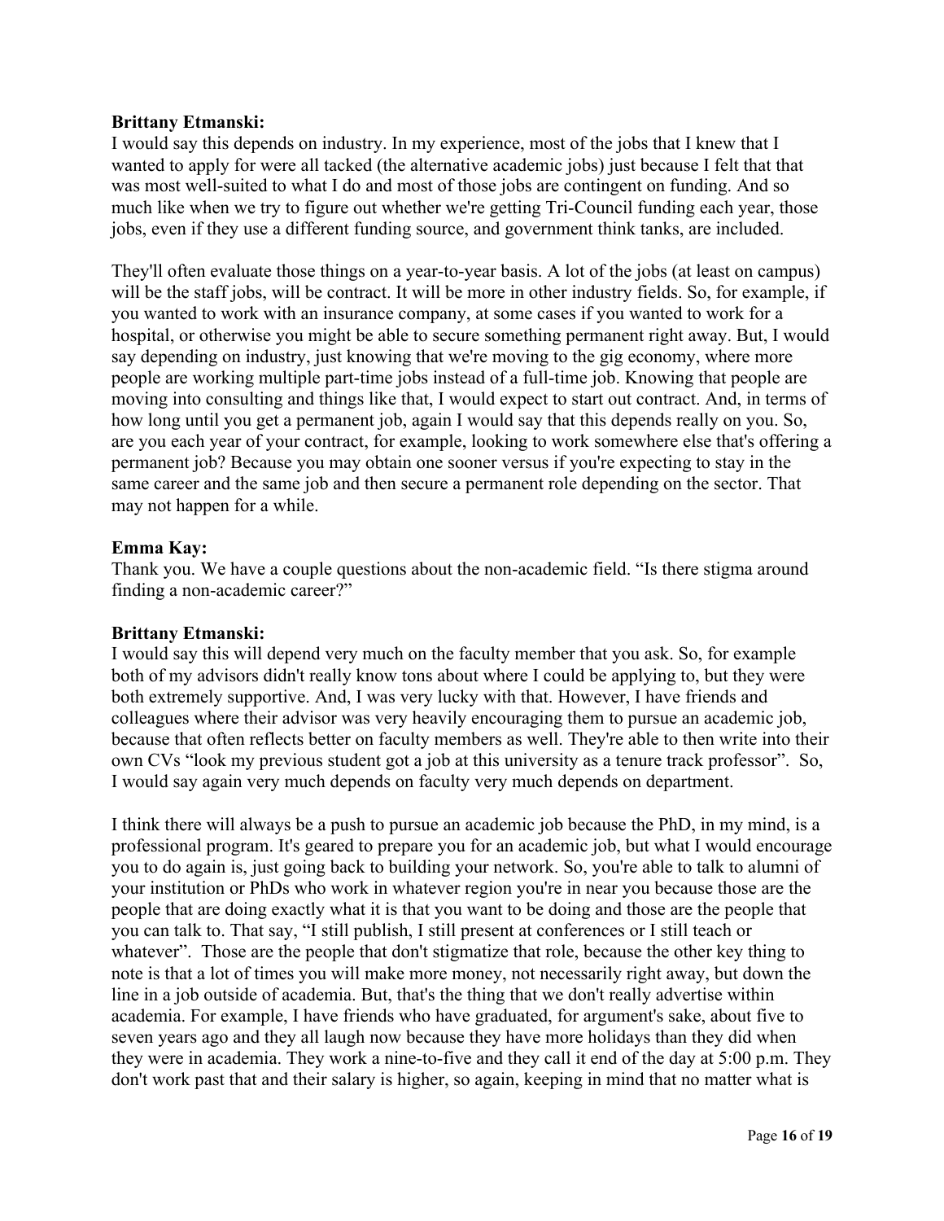**Brittany Etmanski:**
I would say this depends on industry. In my experience, most of the jobs that I knew that I wanted to apply for were all tacked (the alternative academic jobs) just because I felt that that was most well-suited to what I do and most of those jobs are contingent on funding. And so much like when we try to figure out whether we're getting Tri-Council funding each year, those jobs, even if they use a different funding source, and government think tanks, are included.

They'll often evaluate those things on a year-to-year basis. A lot of the jobs (at least on campus) will be the staff jobs, will be contract. It will be more in other industry fields. So, for example, if you wanted to work with an insurance company, at some cases if you wanted to work for a hospital, or otherwise you might be able to secure something permanent right away. But, I would say depending on industry, just knowing that we're moving to the gig economy, where more people are working multiple part-time jobs instead of a full-time job. Knowing that people are moving into consulting and things like that, I would expect to start out contract. And, in terms of how long until you get a permanent job, again I would say that this depends really on you. So, are you each year of your contract, for example, looking to work somewhere else that's offering a permanent job? Because you may obtain one sooner versus if you're expecting to stay in the same career and the same job and then secure a permanent role depending on the sector. That may not happen for a while.

**Emma Kay:**
Thank you. We have a couple questions about the non-academic field. "Is there stigma around finding a non-academic career?"

**Brittany Etmanski:**
I would say this will depend very much on the faculty member that you ask. So, for example both of my advisors didn't really know tons about where I could be applying to, but they were both extremely supportive. And, I was very lucky with that. However, I have friends and colleagues where their advisor was very heavily encouraging them to pursue an academic job, because that often reflects better on faculty members as well. They're able to then write into their own CVs "look my previous student got a job at this university as a tenure track professor". So, I would say again very much depends on faculty very much depends on department.

I think there will always be a push to pursue an academic job because the PhD, in my mind, is a professional program. It's geared to prepare you for an academic job, but what I would encourage you to do again is, just going back to building your network. So, you're able to talk to alumni of your institution or PhDs who work in whatever region you're in near you because those are the people that are doing exactly what it is that you want to be doing and those are the people that you can talk to. That say, "I still publish, I still present at conferences or I still teach or whatever". Those are the people that don't stigmatize that role, because the other key thing to note is that a lot of times you will make more money, not necessarily right away, but down the line in a job outside of academia. But, that's the thing that we don't really advertise within academia. For example, I have friends who have graduated, for argument's sake, about five to seven years ago and they all laugh now because they have more holidays than they did when they were in academia. They work a nine-to-five and they call it end of the day at 5:00 p.m. They don't work past that and their salary is higher, so again, keeping in mind that no matter what is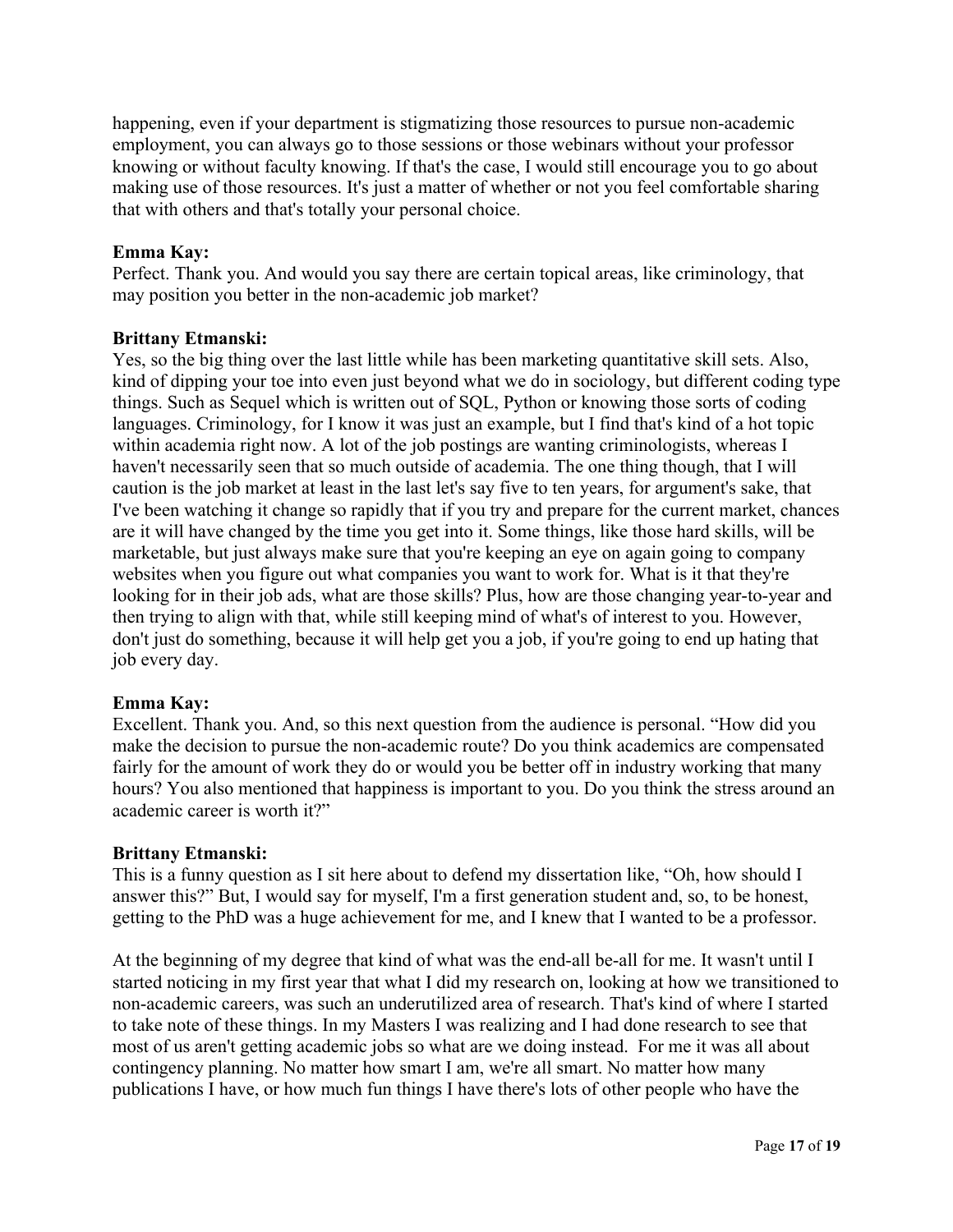happening, even if your department is stigmatizing those resources to pursue non-academic employment, you can always go to those sessions or those webinars without your professor knowing or without faculty knowing. If that's the case, I would still encourage you to go about making use of those resources. It's just a matter of whether or not you feel comfortable sharing that with others and that's totally your personal choice.

**Emma Kay:**
Perfect. Thank you. And would you say there are certain topical areas, like criminology, that may position you better in the non-academic job market?

**Brittany Etmanski:**
Yes, so the big thing over the last little while has been marketing quantitative skill sets. Also, kind of dipping your toe into even just beyond what we do in sociology, but different coding type things. Such as Sequel which is written out of SQL, Python or knowing those sorts of coding languages. Criminology, for I know it was just an example, but I find that's kind of a hot topic within academia right now. A lot of the job postings are wanting criminologists, whereas I haven't necessarily seen that so much outside of academia. The one thing though, that I will caution is the job market at least in the last let's say five to ten years, for argument's sake, that I've been watching it change so rapidly that if you try and prepare for the current market, chances are it will have changed by the time you get into it. Some things, like those hard skills, will be marketable, but just always make sure that you're keeping an eye on again going to company websites when you figure out what companies you want to work for. What is it that they're looking for in their job ads, what are those skills? Plus, how are those changing year-to-year and then trying to align with that, while still keeping mind of what's of interest to you. However, don't just do something, because it will help get you a job, if you're going to end up hating that job every day.

**Emma Kay:**
Excellent. Thank you. And, so this next question from the audience is personal. "How did you make the decision to pursue the non-academic route? Do you think academics are compensated fairly for the amount of work they do or would you be better off in industry working that many hours? You also mentioned that happiness is important to you. Do you think the stress around an academic career is worth it?"

**Brittany Etmanski:**
This is a funny question as I sit here about to defend my dissertation like, "Oh, how should I answer this?" But, I would say for myself, I'm a first generation student and, so, to be honest, getting to the PhD was a huge achievement for me, and I knew that I wanted to be a professor.

At the beginning of my degree that kind of what was the end-all be-all for me. It wasn't until I started noticing in my first year that what I did my research on, looking at how we transitioned to non-academic careers, was such an underutilized area of research. That's kind of where I started to take note of these things. In my Masters I was realizing and I had done research to see that most of us aren't getting academic jobs so what are we doing instead. For me it was all about contingency planning. No matter how smart I am, we're all smart. No matter how many publications I have, or how much fun things I have there's lots of other people who have the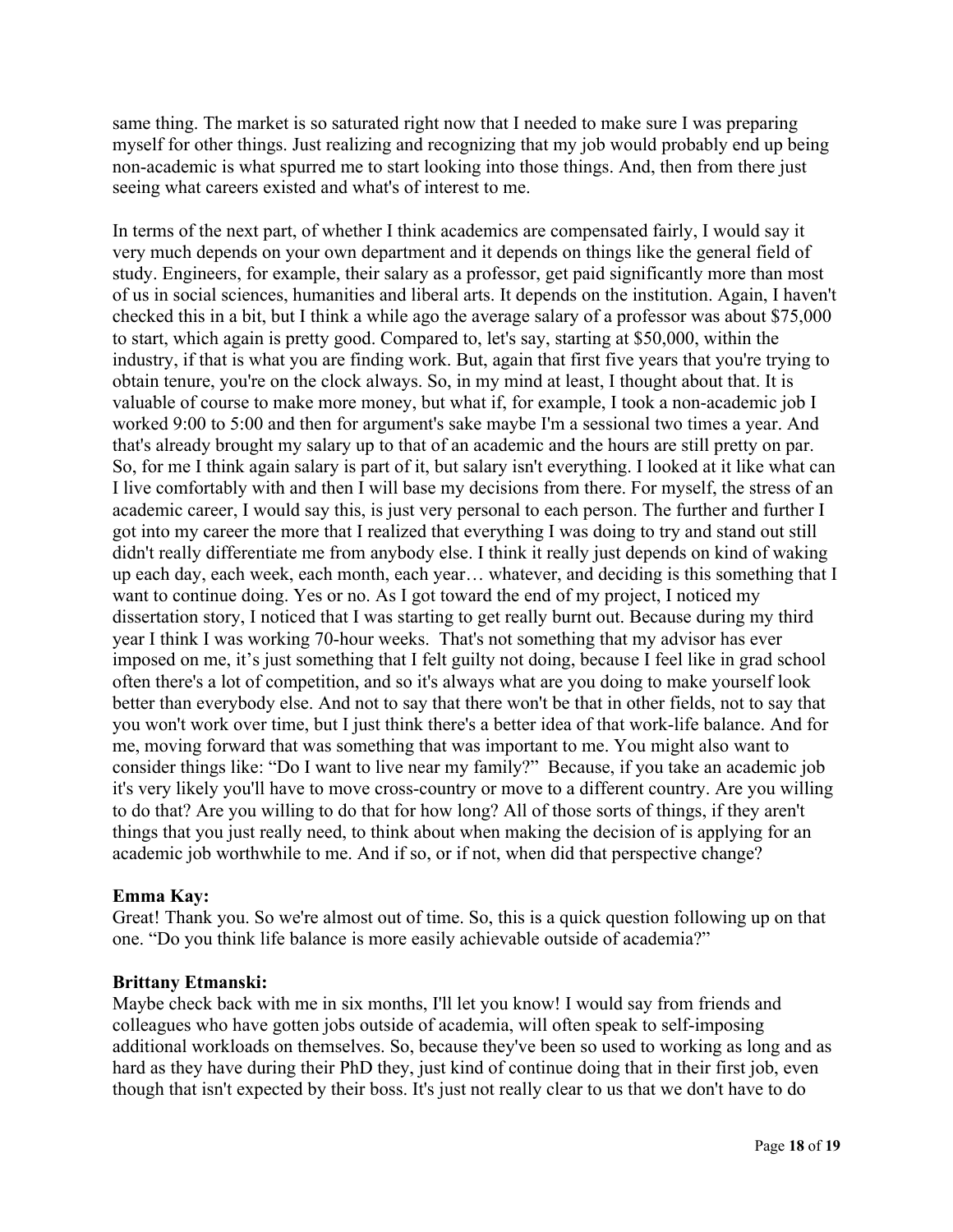same thing. The market is so saturated right now that I needed to make sure I was preparing myself for other things. Just realizing and recognizing that my job would probably end up being non-academic is what spurred me to start looking into those things. And, then from there just seeing what careers existed and what's of interest to me.

In terms of the next part, of whether I think academics are compensated fairly, I would say it very much depends on your own department and it depends on things like the general field of study. Engineers, for example, their salary as a professor, get paid significantly more than most of us in social sciences, humanities and liberal arts. It depends on the institution. Again, I haven't checked this in a bit, but I think a while ago the average salary of a professor was about $75,000 to start, which again is pretty good. Compared to, let's say, starting at $50,000, within the industry, if that is what you are finding work. But, again that first five years that you're trying to obtain tenure, you're on the clock always. So, in my mind at least, I thought about that. It is valuable of course to make more money, but what if, for example, I took a non-academic job I worked 9:00 to 5:00 and then for argument's sake maybe I'm a sessional two times a year. And that's already brought my salary up to that of an academic and the hours are still pretty on par. So, for me I think again salary is part of it, but salary isn't everything. I looked at it like what can I live comfortably with and then I will base my decisions from there. For myself, the stress of an academic career, I would say this, is just very personal to each person. The further and further I got into my career the more that I realized that everything I was doing to try and stand out still didn't really differentiate me from anybody else. I think it really just depends on kind of waking up each day, each week, each month, each year… whatever, and deciding is this something that I want to continue doing. Yes or no. As I got toward the end of my project, I noticed my dissertation story, I noticed that I was starting to get really burnt out. Because during my third year I think I was working 70-hour weeks. That's not something that my advisor has ever imposed on me, it's just something that I felt guilty not doing, because I feel like in grad school often there's a lot of competition, and so it's always what are you doing to make yourself look better than everybody else. And not to say that there won't be that in other fields, not to say that you won't work over time, but I just think there's a better idea of that work-life balance. And for me, moving forward that was something that was important to me. You might also want to consider things like: "Do I want to live near my family?" Because, if you take an academic job it's very likely you'll have to move cross-country or move to a different country. Are you willing to do that? Are you willing to do that for how long? All of those sorts of things, if they aren't things that you just really need, to think about when making the decision of is applying for an academic job worthwhile to me. And if so, or if not, when did that perspective change?

**Emma Kay:**
Great! Thank you. So we're almost out of time. So, this is a quick question following up on that one. "Do you think life balance is more easily achievable outside of academia?"

**Brittany Etmanski:**
Maybe check back with me in six months, I'll let you know! I would say from friends and colleagues who have gotten jobs outside of academia, will often speak to self-imposing additional workloads on themselves. So, because they've been so used to working as long and as hard as they have during their PhD they, just kind of continue doing that in their first job, even though that isn't expected by their boss. It's just not really clear to us that we don't have to do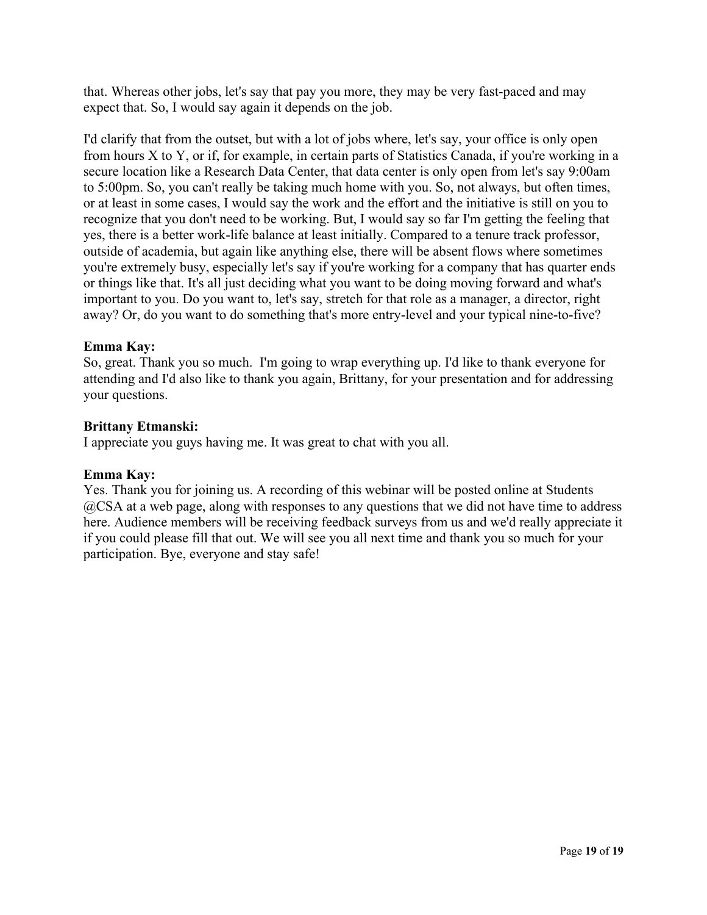that. Whereas other jobs, let's say that pay you more, they may be very fast-paced and may expect that. So, I would say again it depends on the job.

I'd clarify that from the outset, but with a lot of jobs where, let's say, your office is only open from hours X to Y, or if, for example, in certain parts of Statistics Canada, if you're working in a secure location like a Research Data Center, that data center is only open from let's say 9:00am to 5:00pm. So, you can't really be taking much home with you. So, not always, but often times, or at least in some cases, I would say the work and the effort and the initiative is still on you to recognize that you don't need to be working. But, I would say so far I'm getting the feeling that yes, there is a better work-life balance at least initially. Compared to a tenure track professor, outside of academia, but again like anything else, there will be absent flows where sometimes you're extremely busy, especially let's say if you're working for a company that has quarter ends or things like that. It's all just deciding what you want to be doing moving forward and what's important to you. Do you want to, let's say, stretch for that role as a manager, a director, right away? Or, do you want to do something that's more entry-level and your typical nine-to-five?

**Emma Kay:**
So, great. Thank you so much. I'm going to wrap everything up. I'd like to thank everyone for attending and I'd also like to thank you again, Brittany, for your presentation and for addressing your questions.

**Brittany Etmanski:**
I appreciate you guys having me. It was great to chat with you all.

**Emma Kay:**
Yes. Thank you for joining us. A recording of this webinar will be posted online at Students @CSA at a web page, along with responses to any questions that we did not have time to address here. Audience members will be receiving feedback surveys from us and we'd really appreciate it if you could please fill that out. We will see you all next time and thank you so much for your participation. Bye, everyone and stay safe!